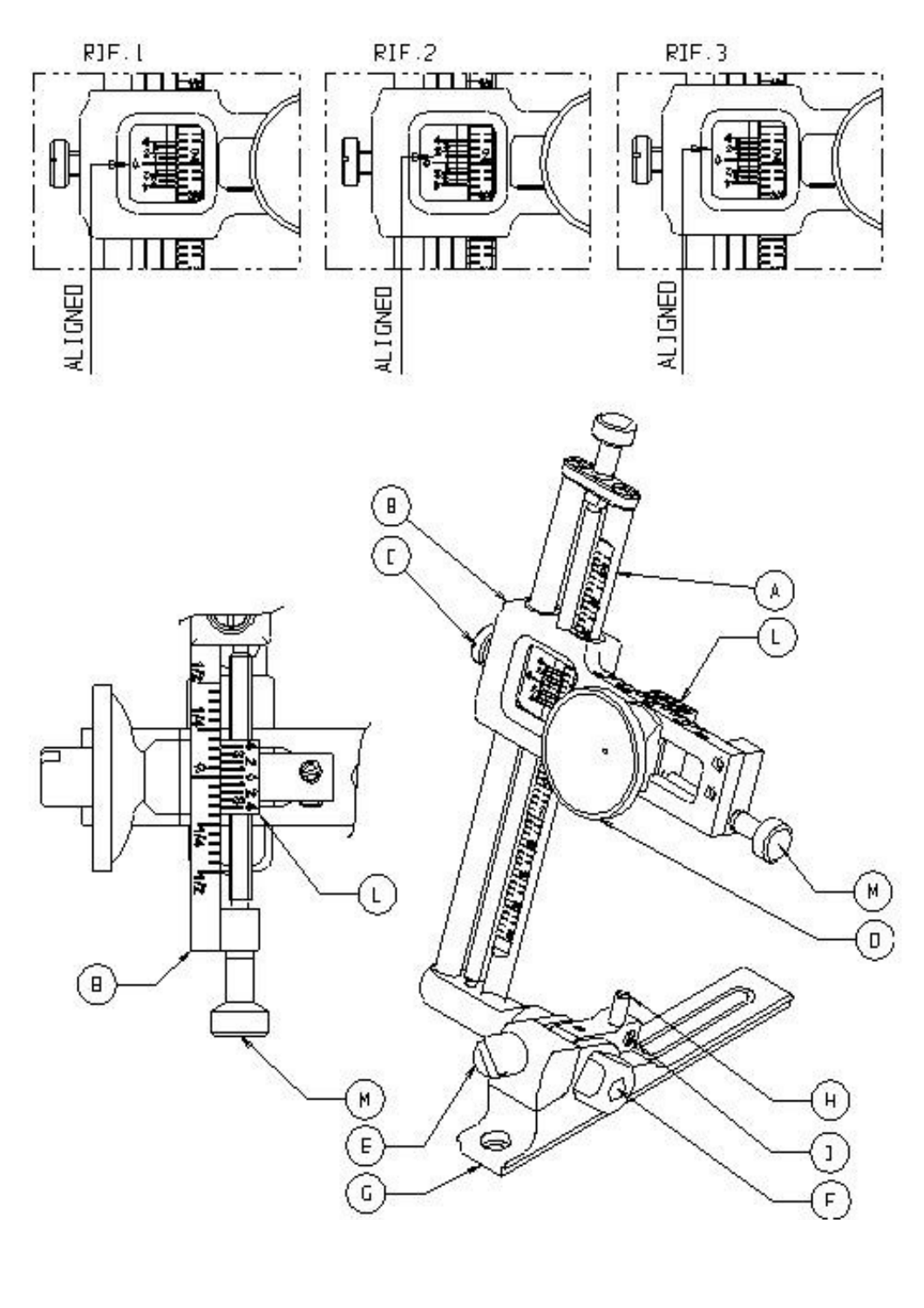RIF.1

ALIGNED

RIF.2

ALIGNED

RIF.3

ALIGNED

A B C D E F G H J L M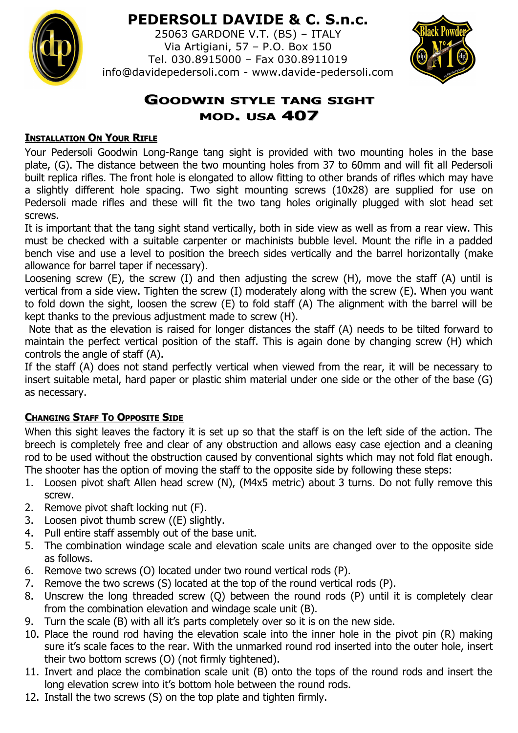# PEDERSOLI DAVIDE & C. S.n.c.

25063 GARDONE V.T. (BS) – ITALY
Via Artigiani, 57 – P.O. Box 150
Tel. 030.8915000 – Fax 030.8911019
info@davidepedersoli.com - www.davide-pedersoli.com

## GOODWIN STYLE TANG SIGHT
## MOD. USA 407

### INSTALLATION ON YOUR RIFLE

Your Pedersoli Goodwin Long-Range tang sight is provided with two mounting holes in the base plate, (G). The distance between the two mounting holes from 37 to 60mm and will fit all Pedersoli built replica rifles. The front hole is elongated to allow fitting to other brands of rifles which may have a slightly different hole spacing. Two sight mounting screws (10x28) are supplied for use on Pedersoli made rifles and these will fit the two tang holes originally plugged with slot head set screws.

It is important that the tang sight stand vertically, both in side view as well as from a rear view. This must be checked with a suitable carpenter or machinists bubble level. Mount the rifle in a padded bench vise and use a level to position the breech sides vertically and the barrel horizontally (make allowance for barrel taper if necessary).

Loosening screw (E), the screw (I) and then adjusting the screw (H), move the staff (A) until is vertical from a side view. Tighten the screw (I) moderately along with the screw (E). When you want to fold down the sight, loosen the screw (E) to fold staff (A) The alignment with the barrel will be kept thanks to the previous adjustment made to screw (H).

Note that as the elevation is raised for longer distances the staff (A) needs to be tilted forward to maintain the perfect vertical position of the staff. This is again done by changing screw (H) which controls the angle of staff (A).

If the staff (A) does not stand perfectly vertical when viewed from the rear, it will be necessary to insert suitable metal, hard paper or plastic shim material under one side or the other of the base (G) as necessary.

### CHANGING STAFF TO OPPOSITE SIDE

When this sight leaves the factory it is set up so that the staff is on the left side of the action. The breech is completely free and clear of any obstruction and allows easy case ejection and a cleaning rod to be used without the obstruction caused by conventional sights which may not fold flat enough. The shooter has the option of moving the staff to the opposite side by following these steps:

1. Loosen pivot shaft Allen head screw (N), (M4x5 metric) about 3 turns. Do not fully remove this screw.
2. Remove pivot shaft locking nut (F).
3. Loosen pivot thumb screw ((E) slightly.
4. Pull entire staff assembly out of the base unit.
5. The combination windage scale and elevation scale units are changed over to the opposite side as follows.
6. Remove two screws (O) located under two round vertical rods (P).
7. Remove the two screws (S) located at the top of the round vertical rods (P).
8. Unscrew the long threaded screw (Q) between the round rods (P) until it is completely clear from the combination elevation and windage scale unit (B).
9. Turn the scale (B) with all it's parts completely over so it is on the new side.
10. Place the round rod having the elevation scale into the inner hole in the pivot pin (R) making sure it's scale faces to the rear. With the unmarked round rod inserted into the outer hole, insert their two bottom screws (O) (not firmly tightened).
11. Invert and place the combination scale unit (B) onto the tops of the round rods and insert the long elevation screw into it's bottom hole between the round rods.
12. Install the two screws (S) on the top plate and tighten firmly.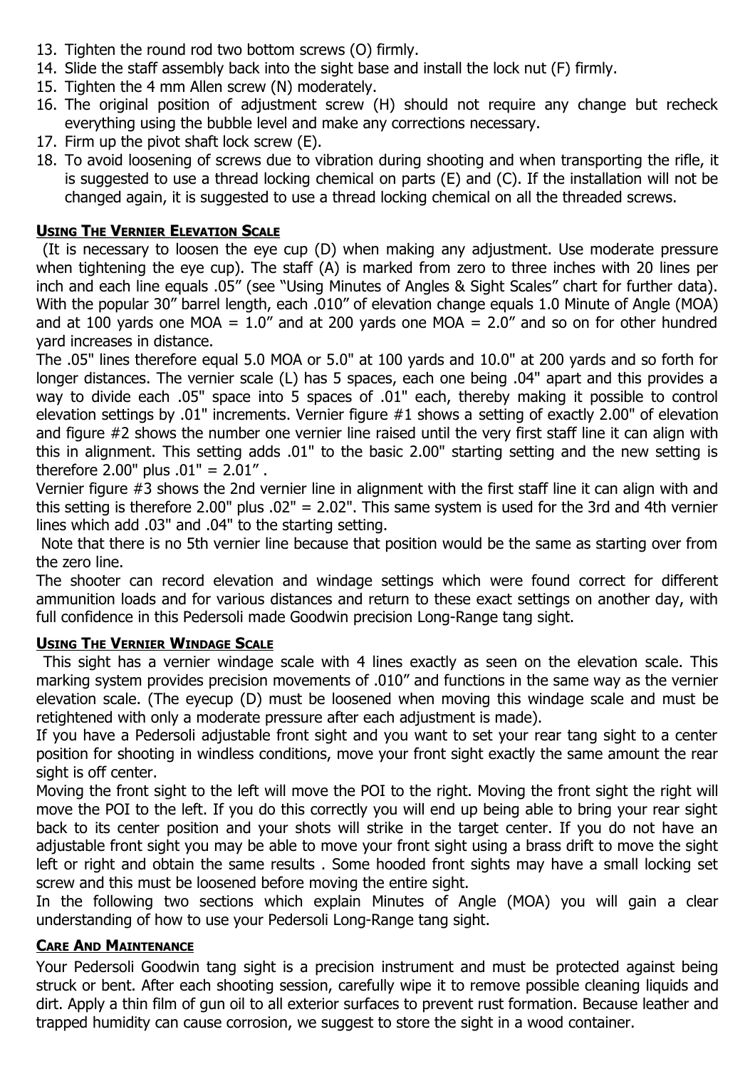13. Tighten the round rod two bottom screws (O) firmly.
14. Slide the staff assembly back into the sight base and install the lock nut (F) firmly.
15. Tighten the 4 mm Allen screw (N) moderately.
16. The original position of adjustment screw (H) should not require any change but recheck everything using the bubble level and make any corrections necessary.
17. Firm up the pivot shaft lock screw (E).
18. To avoid loosening of screws due to vibration during shooting and when transporting the rifle, it is suggested to use a thread locking chemical on parts (E) and (C). If the installation will not be changed again, it is suggested to use a thread locking chemical on all the threaded screws.

## Using The Vernier Elevation Scale

(It is necessary to loosen the eye cup (D) when making any adjustment. Use moderate pressure when tightening the eye cup). The staff (A) is marked from zero to three inches with 20 lines per inch and each line equals .05" (see "Using Minutes of Angles & Sight Scales" chart for further data). With the popular 30" barrel length, each .010" of elevation change equals 1.0 Minute of Angle (MOA) and at 100 yards one MOA = 1.0" and at 200 yards one MOA = 2.0" and so on for other hundred yard increases in distance.

The .05" lines therefore equal 5.0 MOA or 5.0" at 100 yards and 10.0" at 200 yards and so forth for longer distances. The vernier scale (L) has 5 spaces, each one being .04" apart and this provides a way to divide each .05" space into 5 spaces of .01" each, thereby making it possible to control elevation settings by .01" increments. Vernier figure #1 shows a setting of exactly 2.00" of elevation and figure #2 shows the number one vernier line raised until the very first staff line it can align with this in alignment. This setting adds .01" to the basic 2.00" starting setting and the new setting is therefore 2.00" plus .01" = 2.01".

Vernier figure #3 shows the 2nd vernier line in alignment with the first staff line it can align with and this setting is therefore 2.00" plus .02" = 2.02". This same system is used for the 3rd and 4th vernier lines which add .03" and .04" to the starting setting.

Note that there is no 5th vernier line because that position would be the same as starting over from the zero line.

The shooter can record elevation and windage settings which were found correct for different ammunition loads and for various distances and return to these exact settings on another day, with full confidence in this Pedersoli made Goodwin precision Long-Range tang sight.

## Using The Vernier Windage Scale

This sight has a vernier windage scale with 4 lines exactly as seen on the elevation scale. This marking system provides precision movements of .010" and functions in the same way as the vernier elevation scale. (The eyecup (D) must be loosened when moving this windage scale and must be retightened with only a moderate pressure after each adjustment is made).

If you have a Pedersoli adjustable front sight and you want to set your rear tang sight to a center position for shooting in windless conditions, move your front sight exactly the same amount the rear sight is off center.

Moving the front sight to the left will move the POI to the right. Moving the front sight the right will move the POI to the left. If you do this correctly you will end up being able to bring your rear sight back to its center position and your shots will strike in the target center. If you do not have an adjustable front sight you may be able to move your front sight using a brass drift to move the sight left or right and obtain the same results . Some hooded front sights may have a small locking set screw and this must be loosened before moving the entire sight.

In the following two sections which explain Minutes of Angle (MOA) you will gain a clear understanding of how to use your Pedersoli Long-Range tang sight.

## Care And Maintenance

Your Pedersoli Goodwin tang sight is a precision instrument and must be protected against being struck or bent. After each shooting session, carefully wipe it to remove possible cleaning liquids and dirt. Apply a thin film of gun oil to all exterior surfaces to prevent rust formation. Because leather and trapped humidity can cause corrosion, we suggest to store the sight in a wood container.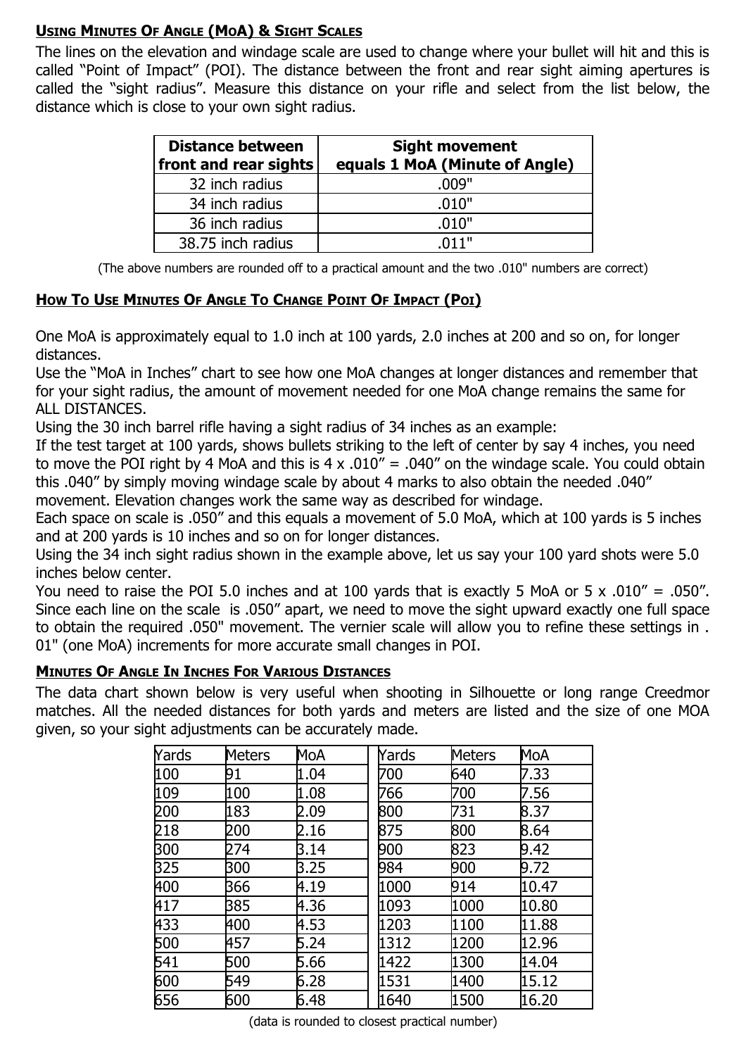## Using Minutes Of Angle (MoA) & Sight Scales

The lines on the elevation and windage scale are used to change where your bullet will hit and this is called "Point of Impact" (POI). The distance between the front and rear sight aiming apertures is called the "sight radius". Measure this distance on your rifle and select from the list below, the distance which is close to your own sight radius.

| Distance between front and rear sights | Sight movement equals 1 MoA (Minute of Angle) |
|---|---|
| 32 inch radius | .009" |
| 34 inch radius | .010" |
| 36 inch radius | .010" |
| 38.75 inch radius | .011" |

(The above numbers are rounded off to a practical amount and the two .010" numbers are correct)

## How To Use Minutes Of Angle To Change Point Of Impact (Poi)

One MoA is approximately equal to 1.0 inch at 100 yards, 2.0 inches at 200 and so on, for longer distances.
Use the "MoA in Inches" chart to see how one MoA changes at longer distances and remember that for your sight radius, the amount of movement needed for one MoA change remains the same for ALL DISTANCES.
Using the 30 inch barrel rifle having a sight radius of 34 inches as an example:
If the test target at 100 yards, shows bullets striking to the left of center by say 4 inches, you need to move the POI right by 4 MoA and this is 4 x .010" = .040" on the windage scale. You could obtain this .040" by simply moving windage scale by about 4 marks to also obtain the needed .040" movement. Elevation changes work the same way as described for windage.
Each space on scale is .050" and this equals a movement of 5.0 MoA, which at 100 yards is 5 inches and at 200 yards is 10 inches and so on for longer distances.
Using the 34 inch sight radius shown in the example above, let us say your 100 yard shots were 5.0 inches below center.
You need to raise the POI 5.0 inches and at 100 yards that is exactly 5 MoA or 5 x .010" = .050". Since each line on the scale is .050" apart, we need to move the sight upward exactly one full space to obtain the required .050" movement. The vernier scale will allow you to refine these settings in .01" (one MoA) increments for more accurate small changes in POI.

## Minutes Of Angle In Inches For Various Distances

The data chart shown below is very useful when shooting in Silhouette or long range Creedmor matches. All the needed distances for both yards and meters are listed and the size of one MOA given, so your sight adjustments can be accurately made.

| Yards | Meters | MoA | Yards | Meters | MoA |
|---|---|---|---|---|---|
| 100 | 91 | 1.04 | 700 | 640 | 7.33 |
| 109 | 100 | 1.08 | 766 | 700 | 7.56 |
| 200 | 183 | 2.09 | 800 | 731 | 8.37 |
| 218 | 200 | 2.16 | 875 | 800 | 8.64 |
| 300 | 274 | 3.14 | 900 | 823 | 9.42 |
| 325 | 300 | 3.25 | 984 | 900 | 9.72 |
| 400 | 366 | 4.19 | 1000 | 914 | 10.47 |
| 417 | 385 | 4.36 | 1093 | 1000 | 10.80 |
| 433 | 400 | 4.53 | 1203 | 1100 | 11.88 |
| 500 | 457 | 5.24 | 1312 | 1200 | 12.96 |
| 541 | 500 | 5.66 | 1422 | 1300 | 14.04 |
| 600 | 549 | 6.28 | 1531 | 1400 | 15.12 |
| 656 | 600 | 6.48 | 1640 | 1500 | 16.20 |

(data is rounded to closest practical number)